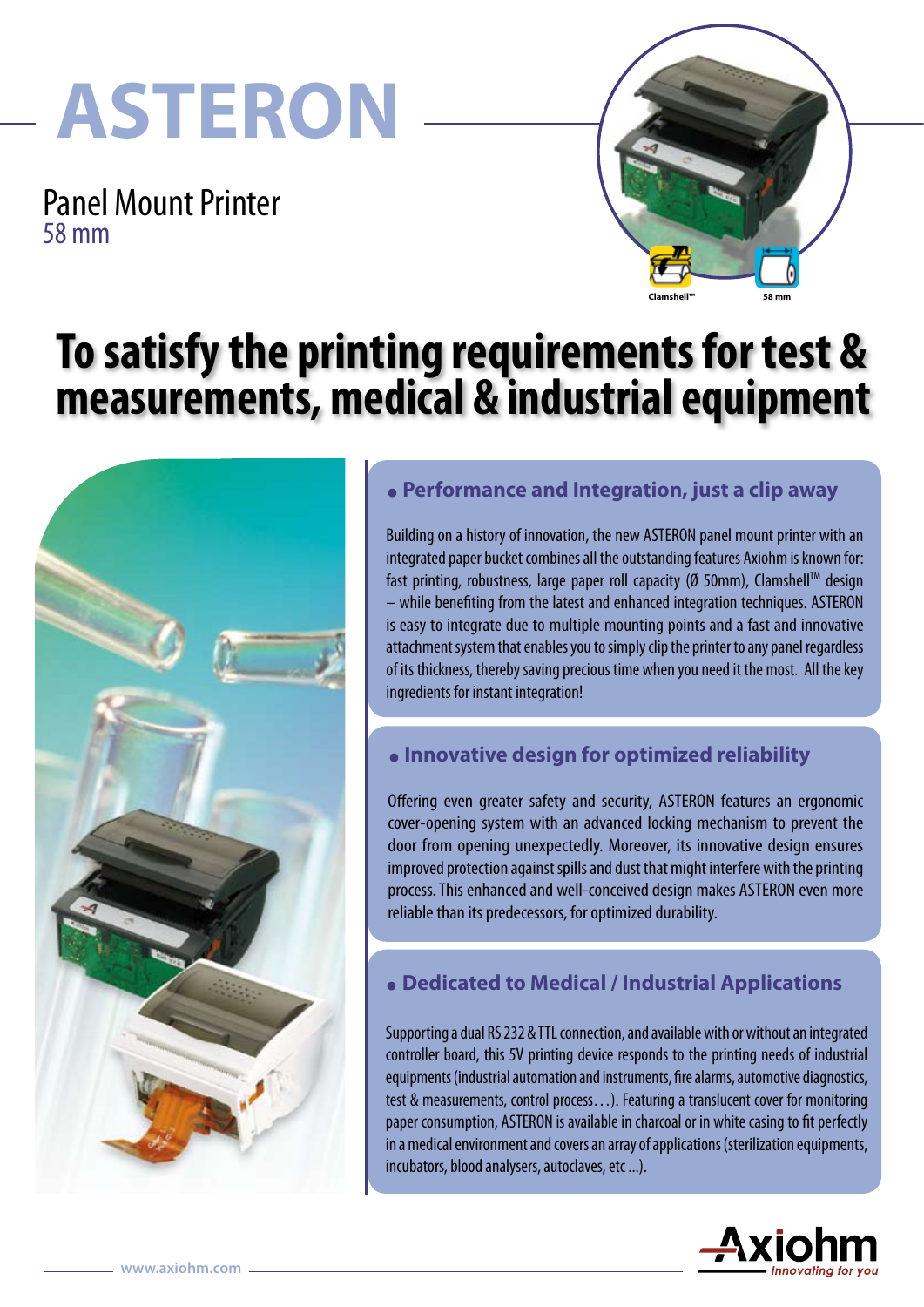# ASTERON

Panel Mount Printer
58 mm

Clamshell™ 58 mm

## To satisfy the printing requirements for test & measurements, medical & industrial equipment

### • Performance and Integration, just a clip away

Building on a history of innovation, the new ASTERON panel mount printer with an integrated paper bucket combines all the outstanding features Axiohm is known for: fast printing, robustness, large paper roll capacity (Ø 50mm), Clamshell™ design – while benefiting from the latest and enhanced integration techniques. ASTERON is easy to integrate due to multiple mounting points and a fast and innovative attachment system that enables you to simply clip the printer to any panel regardless of its thickness, thereby saving precious time when you need it the most. All the key ingredients for instant integration!

### • Innovative design for optimized reliability

Offering even greater safety and security, ASTERON features an ergonomic cover-opening system with an advanced locking mechanism to prevent the door from opening unexpectedly. Moreover, its innovative design ensures improved protection against spills and dust that might interfere with the printing process. This enhanced and well-conceived design makes ASTERON even more reliable than its predecessors, for optimized durability.

### • Dedicated to Medical / Industrial Applications

Supporting a dual RS 232 & TTL connection, and available with or without an integrated controller board, this 5V printing device responds to the printing needs of industrial equipments (industrial automation and instruments, fire alarms, automotive diagnostics, test & measurements, control process…). Featuring a translucent cover for monitoring paper consumption, ASTERON is available in charcoal or in white casing to fit perfectly in a medical environment and covers an array of applications (sterilization equipments, incubators, blood analysers, autoclaves, etc ...).

www.axiohm.com

Axiohm *Innovating for you*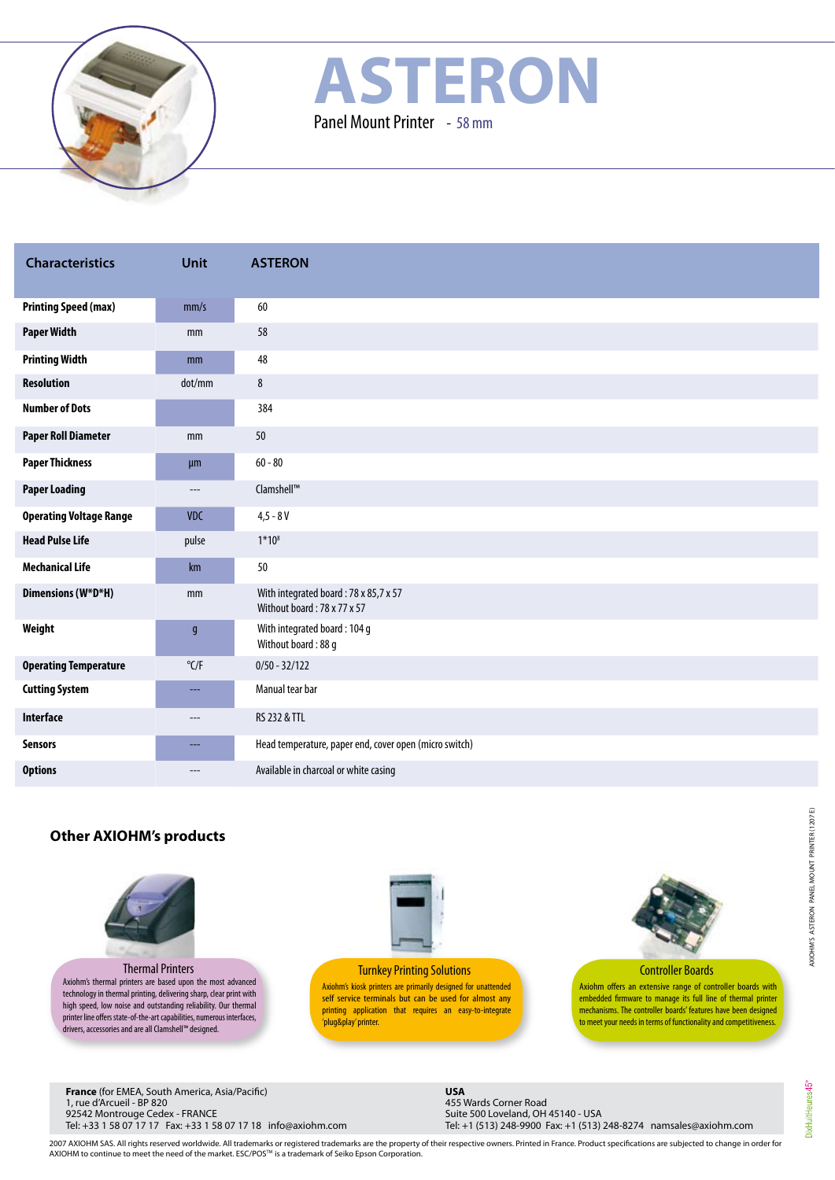# ASTERON

Panel Mount Printer - 58 mm

| Characteristics | Unit | ASTERON |
|---|---|---|
| **Printing Speed (max)** | mm/s | 60 |
| **Paper Width** | mm | 58 |
| **Printing Width** | mm | 48 |
| **Resolution** | dot/mm | 8 |
| **Number of Dots** | | 384 |
| **Paper Roll Diameter** | mm | 50 |
| **Paper Thickness** | µm | 60 - 80 |
| **Paper Loading** | --- | Clamshell™ |
| **Operating Voltage Range** | VDC | 4,5 - 8 V |
| **Head Pulse Life** | pulse | $1*10^8$ |
| **Mechanical Life** | km | 50 |
| **Dimensions (W*D*H)** | mm | With integrated board : 78 x 85,7 x 57<br>Without board : 78 x 77 x 57 |
| **Weight** | g | With integrated board : 104 g<br>Without board : 88 g |
| **Operating Temperature** | °C/F | 0/50 - 32/122 |
| **Cutting System** | --- | Manual tear bar |
| **Interface** | --- | RS 232 & TTL |
| **Sensors** | --- | Head temperature, paper end, cover open (micro switch) |
| **Options** | --- | Available in charcoal or white casing |

## Other AXIOHM's products

### Thermal Printers

Axiohm's thermal printers are based upon the most advanced technology in thermal printing, delivering sharp, clear print with high speed, low noise and outstanding reliability. Our thermal printer line offers state-of-the-art capabilities, numerous interfaces, drivers, accessories and are all Clamshell™ designed.

### Turnkey Printing Solutions

Axiohm's kiosk printers are primarily designed for unattended self service terminals but can be used for almost any printing application that requires an easy-to-integrate 'plug&play' printer.

### Controller Boards

Axiohm offers an extensive range of controller boards with embedded firmware to manage its full line of thermal printer mechanisms. The controller boards' features have been designed to meet your needs in terms of functionality and competitiveness.

**France** (for EMEA, South America, Asia/Pacific)
1, rue d'Arcueil - BP 820
92542 Montrouge Cedex - FRANCE
Tel: +33 1 58 07 17 17 Fax: +33 1 58 07 17 18 info@axiohm.com

**USA**
455 Wards Corner Road
Suite 500 Loveland, OH 45140 - USA
Tel: +1 (513) 248-9900 Fax: +1 (513) 248-8274 namsales@axiohm.com

2007 AXIOHM SAS. All rights reserved worldwide. All trademarks or registered trademarks are the property of their respective owners. Printed in France. Product specifications are subjected to change in order for AXIOHM to continue to meet the need of the market. ESC/POS™ is a trademark of Seiko Epson Corporation.

AXIOHM'S ASTERON PANEL MOUNT PRINTER (1207 E)

DixHuitHeures45°